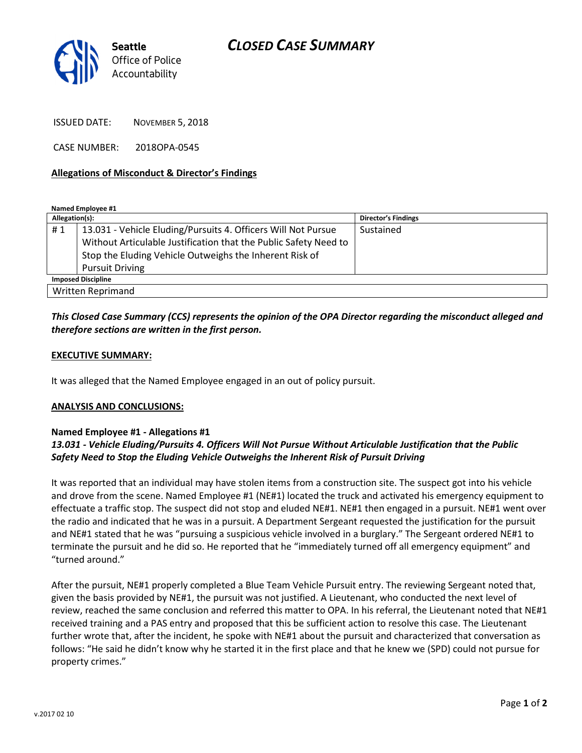Seattle Office of Police Accountability

# CLOSED CASE SUMMARY

ISSUED DATE: NOVEMBER 5, 2018

CASE NUMBER: 2018OPA-0545

**Allegations of Misconduct & Director's Findings**

**Named Employee #1**

| Allegation(s): | | Director's Findings |
|---|---|---|
| # 1 | 13.031 - Vehicle Eluding/Pursuits 4. Officers Will Not Pursue Without Articulable Justification that the Public Safety Need to Stop the Eluding Vehicle Outweighs the Inherent Risk of Pursuit Driving | Sustained |
| **Imposed Discipline** | | |
| Written Reprimand | | |

***This Closed Case Summary (CCS) represents the opinion of the OPA Director regarding the misconduct alleged and therefore sections are written in the first person.***

**EXECUTIVE SUMMARY:**

It was alleged that the Named Employee engaged in an out of policy pursuit.

**ANALYSIS AND CONCLUSIONS:**

**Named Employee #1 - Allegations #1**
***13.031 - Vehicle Eluding/Pursuits 4. Officers Will Not Pursue Without Articulable Justification that the Public Safety Need to Stop the Eluding Vehicle Outweighs the Inherent Risk of Pursuit Driving***

It was reported that an individual may have stolen items from a construction site. The suspect got into his vehicle and drove from the scene. Named Employee #1 (NE#1) located the truck and activated his emergency equipment to effectuate a traffic stop. The suspect did not stop and eluded NE#1. NE#1 then engaged in a pursuit. NE#1 went over the radio and indicated that he was in a pursuit. A Department Sergeant requested the justification for the pursuit and NE#1 stated that he was "pursuing a suspicious vehicle involved in a burglary." The Sergeant ordered NE#1 to terminate the pursuit and he did so. He reported that he "immediately turned off all emergency equipment" and "turned around."

After the pursuit, NE#1 properly completed a Blue Team Vehicle Pursuit entry. The reviewing Sergeant noted that, given the basis provided by NE#1, the pursuit was not justified. A Lieutenant, who conducted the next level of review, reached the same conclusion and referred this matter to OPA. In his referral, the Lieutenant noted that NE#1 received training and a PAS entry and proposed that this be sufficient action to resolve this case. The Lieutenant further wrote that, after the incident, he spoke with NE#1 about the pursuit and characterized that conversation as follows: "He said he didn't know why he started it in the first place and that he knew we (SPD) could not pursue for property crimes."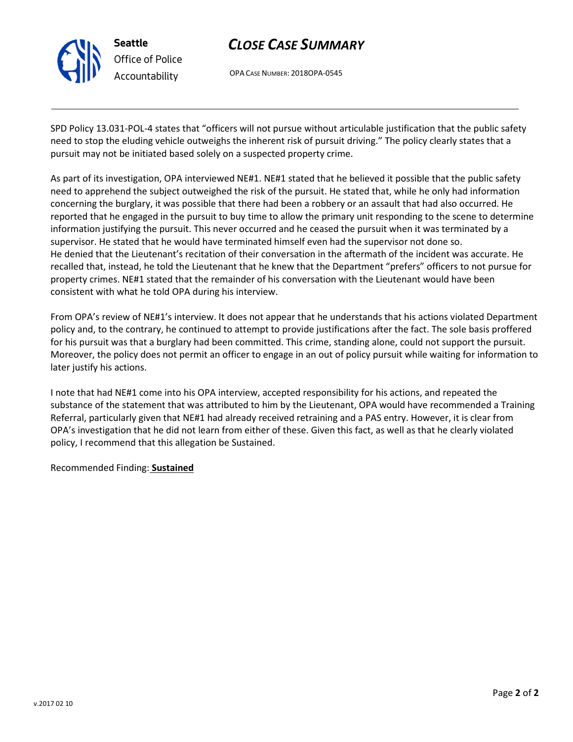SPD Policy 13.031-POL-4 states that "officers will not pursue without articulable justification that the public safety need to stop the eluding vehicle outweighs the inherent risk of pursuit driving." The policy clearly states that a pursuit may not be initiated based solely on a suspected property crime.

As part of its investigation, OPA interviewed NE#1. NE#1 stated that he believed it possible that the public safety need to apprehend the subject outweighed the risk of the pursuit. He stated that, while he only had information concerning the burglary, it was possible that there had been a robbery or an assault that had also occurred. He reported that he engaged in the pursuit to buy time to allow the primary unit responding to the scene to determine information justifying the pursuit. This never occurred and he ceased the pursuit when it was terminated by a supervisor. He stated that he would have terminated himself even had the supervisor not done so.
He denied that the Lieutenant's recitation of their conversation in the aftermath of the incident was accurate. He recalled that, instead, he told the Lieutenant that he knew that the Department "prefers" officers to not pursue for property crimes. NE#1 stated that the remainder of his conversation with the Lieutenant would have been consistent with what he told OPA during his interview.

From OPA's review of NE#1's interview. It does not appear that he understands that his actions violated Department policy and, to the contrary, he continued to attempt to provide justifications after the fact. The sole basis proffered for his pursuit was that a burglary had been committed. This crime, standing alone, could not support the pursuit. Moreover, the policy does not permit an officer to engage in an out of policy pursuit while waiting for information to later justify his actions.

I note that had NE#1 come into his OPA interview, accepted responsibility for his actions, and repeated the substance of the statement that was attributed to him by the Lieutenant, OPA would have recommended a Training Referral, particularly given that NE#1 had already received retraining and a PAS entry. However, it is clear from OPA's investigation that he did not learn from either of these. Given this fact, as well as that he clearly violated policy, I recommend that this allegation be Sustained.

Recommended Finding: **Sustained**